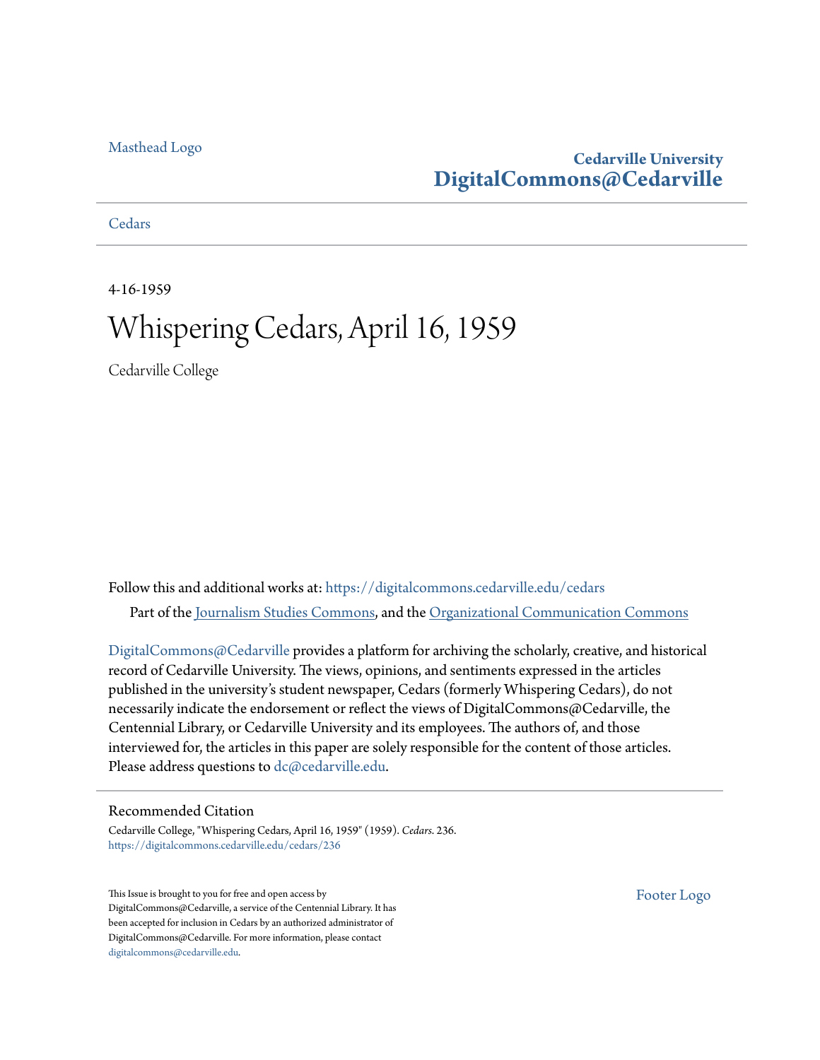Masthead Logo

**Cedarville University**
**DigitalCommons@Cedarville**

Cedars

4-16-1959

# Whispering Cedars, April 16, 1959

Cedarville College

Follow this and additional works at: https://digitalcommons.cedarville.edu/cedars

Part of the Journalism Studies Commons, and the Organizational Communication Commons

DigitalCommons@Cedarville provides a platform for archiving the scholarly, creative, and historical record of Cedarville University. The views, opinions, and sentiments expressed in the articles published in the university's student newspaper, Cedars (formerly Whispering Cedars), do not necessarily indicate the endorsement or reflect the views of DigitalCommons@Cedarville, the Centennial Library, or Cedarville University and its employees. The authors of, and those interviewed for, the articles in this paper are solely responsible for the content of those articles. Please address questions to dc@cedarville.edu.

## Recommended Citation

Cedarville College, "Whispering Cedars, April 16, 1959" (1959). *Cedars*. 236.
https://digitalcommons.cedarville.edu/cedars/236

This Issue is brought to you for free and open access by DigitalCommons@Cedarville, a service of the Centennial Library. It has been accepted for inclusion in Cedars by an authorized administrator of DigitalCommons@Cedarville. For more information, please contact digitalcommons@cedarville.edu.

Footer Logo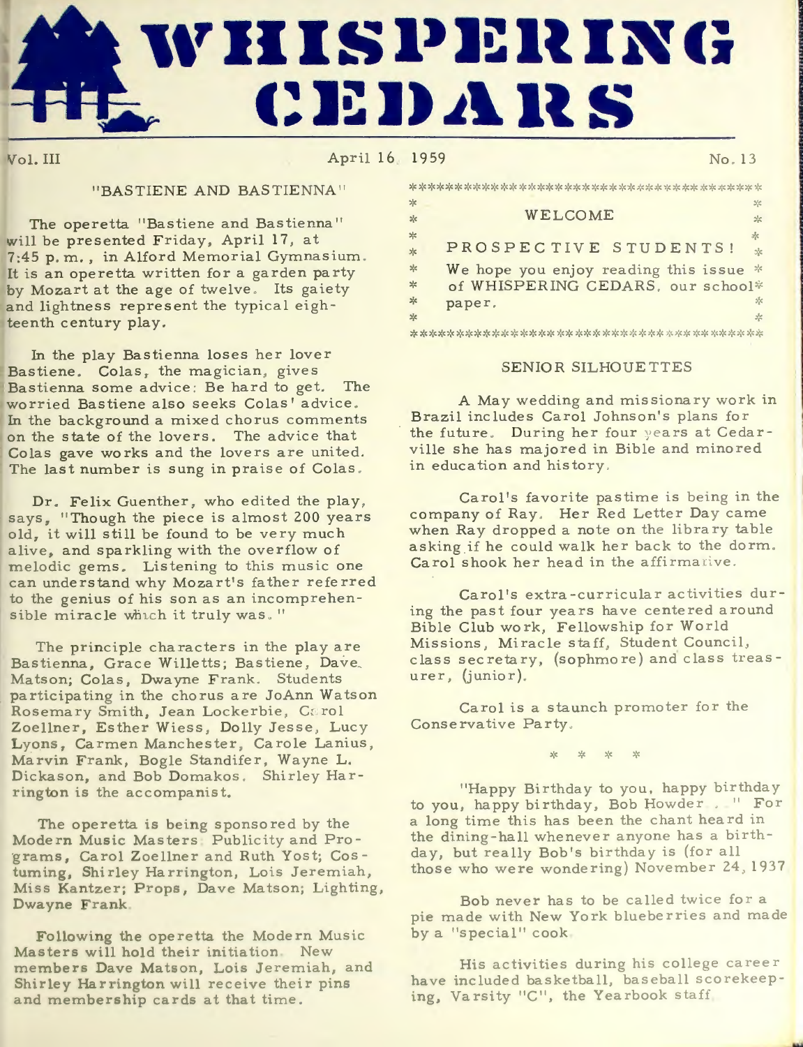# WHISPERING CEDARS

Vol. III April 16, 1959 No. 13

## "BASTIENE AND BASTIENNA"

The operetta "Bastiene and Bastienna" will be presented Friday, April 17, at 7:45 p.m., in Alford Memorial Gymnasium. It is an operetta written for a garden party by Mozart at the age of twelve. Its gaiety and lightness represent the typical eighteenth century play.

In the play Bastienna loses her lover Bastiene. Colas, the magician, gives Bastienna some advice: Be hard to get. The worried Bastiene also seeks Colas' advice. In the background a mixed chorus comments on the state of the lovers. The advice that Colas gave works and the lovers are united. The last number is sung in praise of Colas.

Dr. Felix Guenther, who edited the play, says, "Though the piece is almost 200 years old, it will still be found to be very much alive, and sparkling with the overflow of melodic gems. Listening to this music one can understand why Mozart's father referred to the genius of his son as an incomprehensible miracle which it truly was."

The principle characters in the play are Bastienna, Grace Willetts; Bastiene, Dave Matson; Colas, Dwayne Frank. Students participating in the chorus are JoAnn Watson Rosemary Smith, Jean Lockerbie, Carol Zoellner, Esther Wiess, Dolly Jesse, Lucy Lyons, Carmen Manchester, Carole Lanius, Marvin Frank, Bogle Standifer, Wayne L. Dickason, and Bob Domakos. Shirley Harrington is the accompanist.

The operetta is being sponsored by the Modern Music Masters. Publicity and Programs, Carol Zoellner and Ruth Yost; Costuming, Shirley Harrington, Lois Jeremiah, Miss Kantzer; Props, Dave Matson; Lighting, Dwayne Frank.

Following the operetta the Modern Music Masters will hold their initiation. New members Dave Matson, Lois Jeremiah, and Shirley Harrington will receive their pins and membership cards at that time.

***************************************

**WELCOME**

**PROSPECTIVE STUDENTS!**

We hope you enjoy reading this issue of WHISPERING CEDARS, our school paper.

***************************************

## SENIOR SILHOUETTES

A May wedding and missionary work in Brazil includes Carol Johnson's plans for the future. During her four years at Cedarville she has majored in Bible and minored in education and history.

Carol's favorite pastime is being in the company of Ray. Her Red Letter Day came when Ray dropped a note on the library table asking if he could walk her back to the dorm. Carol shook her head in the affirmative.

Carol's extra-curricular activities during the past four years have centered around Bible Club work, Fellowship for World Missions, Miracle staff, Student Council, class secretary, (sophmore) and class treasurer, (junior).

Carol is a staunch promoter for the Conservative Party.

\* \* \* \*

"Happy Birthday to you, happy birthday to you, happy birthday, Bob Howder . . ." For a long time this has been the chant heard in the dining-hall whenever anyone has a birthday, but really Bob's birthday is (for all those who were wondering) November 24, 1937

Bob never has to be called twice for a pie made with New York blueberries and made by a "special" cook.

His activities during his college career have included basketball, baseball scorekeeping, Varsity "C", the Yearbook staff.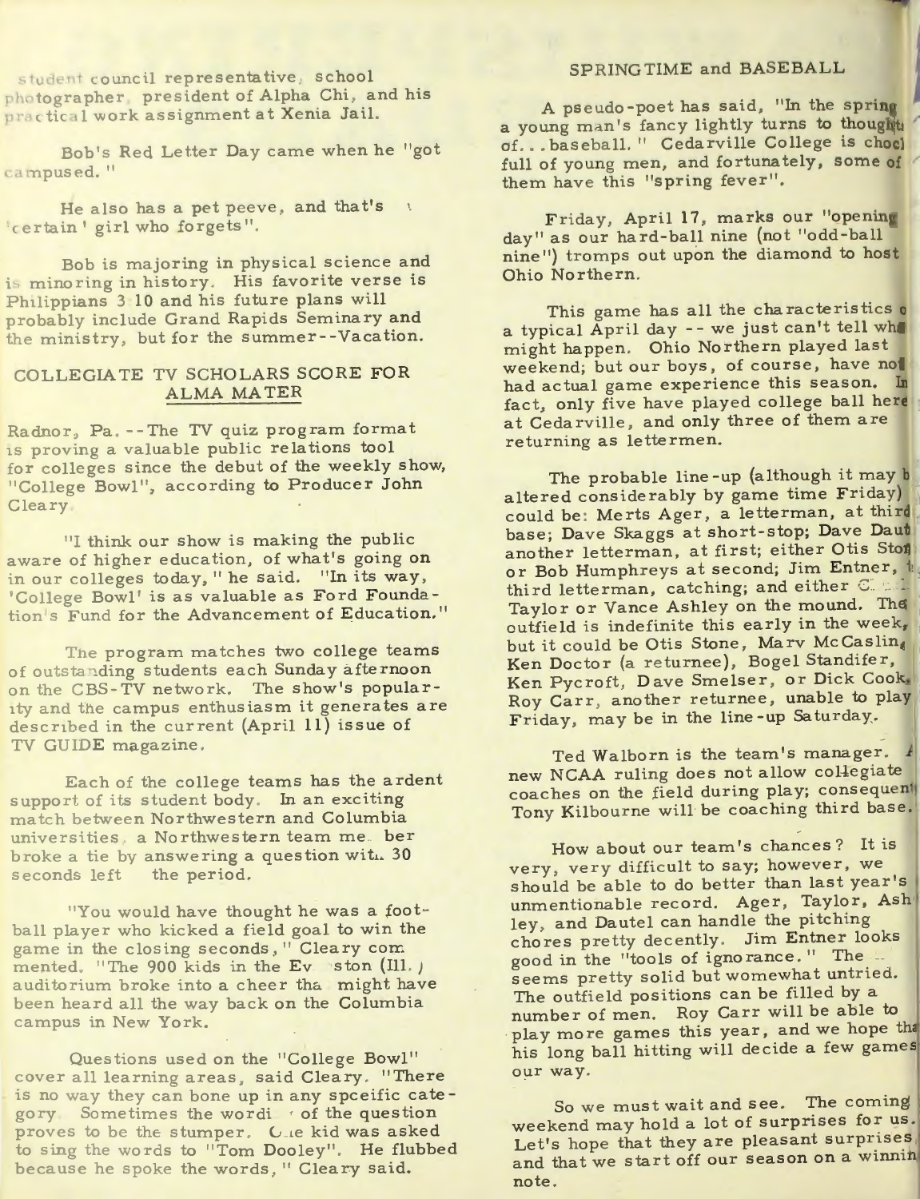student council representative, school photographer, president of Alpha Chi, and his practical work assignment at Xenia Jail.

Bob's Red Letter Day came when he "got campused."

He also has a pet peeve, and that's 'certain' girl who forgets".

Bob is majoring in physical science and is minoring in history. His favorite verse is Philippians 3 10 and his future plans will probably include Grand Rapids Seminary and the ministry, but for the summer--Vacation.

## COLLEGIATE TV SCHOLARS SCORE FOR ALMA MATER

Radnor, Pa.--The TV quiz program format is proving a valuable public relations tool for colleges since the debut of the weekly show, "College Bowl", according to Producer John Cleary.

"I think our show is making the public aware of higher education, of what's going on in our colleges today," he said. "In its way, 'College Bowl' is as valuable as Ford Foundation's Fund for the Advancement of Education."

The program matches two college teams of outstanding students each Sunday afternoon on the CBS-TV network. The show's popularity and the campus enthusiasm it generates are described in the current (April 11) issue of TV GUIDE magazine.

Each of the college teams has the ardent support of its student body. In an exciting match between Northwestern and Columbia universities, a Northwestern team member broke a tie by answering a question with 30 seconds left the period.

"You would have thought he was a football player who kicked a field goal to win the game in the closing seconds," Cleary commented. "The 900 kids in the Evanston (Ill.) auditorium broke into a cheer that might have been heard all the way back on the Columbia campus in New York.

Questions used on the "College Bowl" cover all learning areas, said Cleary. "There is no way they can bone up in any spceific category. Sometimes the wording of the question proves to be the stumper. One kid was asked to sing the words to "Tom Dooley". He flubbed because he spoke the words," Cleary said.

## SPRINGTIME and BASEBALL

A pseudo-poet has said, "In the spring a young man's fancy lightly turns to thoughts of...baseball." Cedarville College is chock full of young men, and fortunately, some of them have this "spring fever".

Friday, April 17, marks our "opening day" as our hard-ball nine (not "odd-ball nine") tromps out upon the diamond to host Ohio Northern.

This game has all the characteristics of a typical April day -- we just can't tell what might happen. Ohio Northern played last weekend; but our boys, of course, have not had actual game experience this season. In fact, only five have played college ball here at Cedarville, and only three of them are returning as lettermen.

The probable line-up (although it may be altered considerably by game time Friday) could be: Merts Ager, a letterman, at third base; Dave Skaggs at short-stop; Dave Dautel, another letterman, at first; either Otis Stone or Bob Humphreys at second; Jim Entner, the third letterman, catching; and either C. ... Taylor or Vance Ashley on the mound. The outfield is indefinite this early in the week, but it could be Otis Stone, Marv McCaslin, Ken Doctor (a returnee), Bogel Standifer, Ken Pycroft, Dave Smelser, or Dick Cook. Roy Carr, another returnee, unable to play Friday, may be in the line-up Saturday.

Ted Walborn is the team's manager. A new NCAA ruling does not allow collegiate coaches on the field during play; consequently Tony Kilbourne will be coaching third base.

How about our team's chances? It is very, very difficult to say; however, we should be able to do better than last year's unmentionable record. Ager, Taylor, Ashley, and Dautel can handle the pitching chores pretty decently. Jim Entner looks good in the "tools of ignorance." The ... seems pretty solid but womewhat untried. The outfield positions can be filled by a number of men. Roy Carr will be able to play more games this year, and we hope that his long ball hitting will decide a few games our way.

So we must wait and see. The coming weekend may hold a lot of surprises for us. Let's hope that they are pleasant surprises and that we start off our season on a winning note.